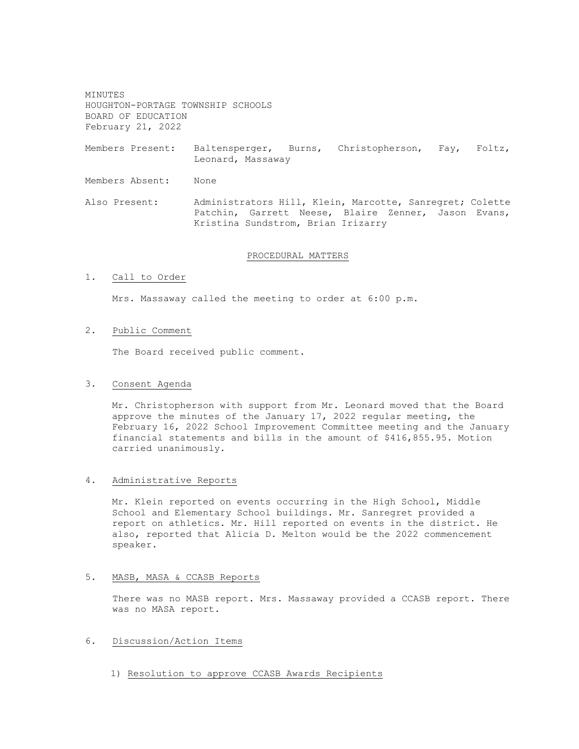MINUTES
HOUGHTON-PORTAGE TOWNSHIP SCHOOLS
BOARD OF EDUCATION
February 21, 2022

Members Present: Baltensperger, Burns, Christopherson, Fay, Foltz, Leonard, Massaway

Members Absent: None

Also Present: Administrators Hill, Klein, Marcotte, Sanregret; Colette Patchin, Garrett Neese, Blaire Zenner, Jason Evans, Kristina Sundstrom, Brian Irizarry

## PROCEDURAL MATTERS

1. Call to Order

   Mrs. Massaway called the meeting to order at 6:00 p.m.

2. Public Comment

   The Board received public comment.

3. Consent Agenda

   Mr. Christopherson with support from Mr. Leonard moved that the Board approve the minutes of the January 17, 2022 regular meeting, the February 16, 2022 School Improvement Committee meeting and the January financial statements and bills in the amount of $416,855.95. Motion carried unanimously.

4. Administrative Reports

   Mr. Klein reported on events occurring in the High School, Middle School and Elementary School buildings. Mr. Sanregret provided a report on athletics. Mr. Hill reported on events in the district. He also, reported that Alicia D. Melton would be the 2022 commencement speaker.

5. MASB, MASA & CCASB Reports

   There was no MASB report. Mrs. Massaway provided a CCASB report. There was no MASA report.

6. Discussion/Action Items

   1) Resolution to approve CCASB Awards Recipients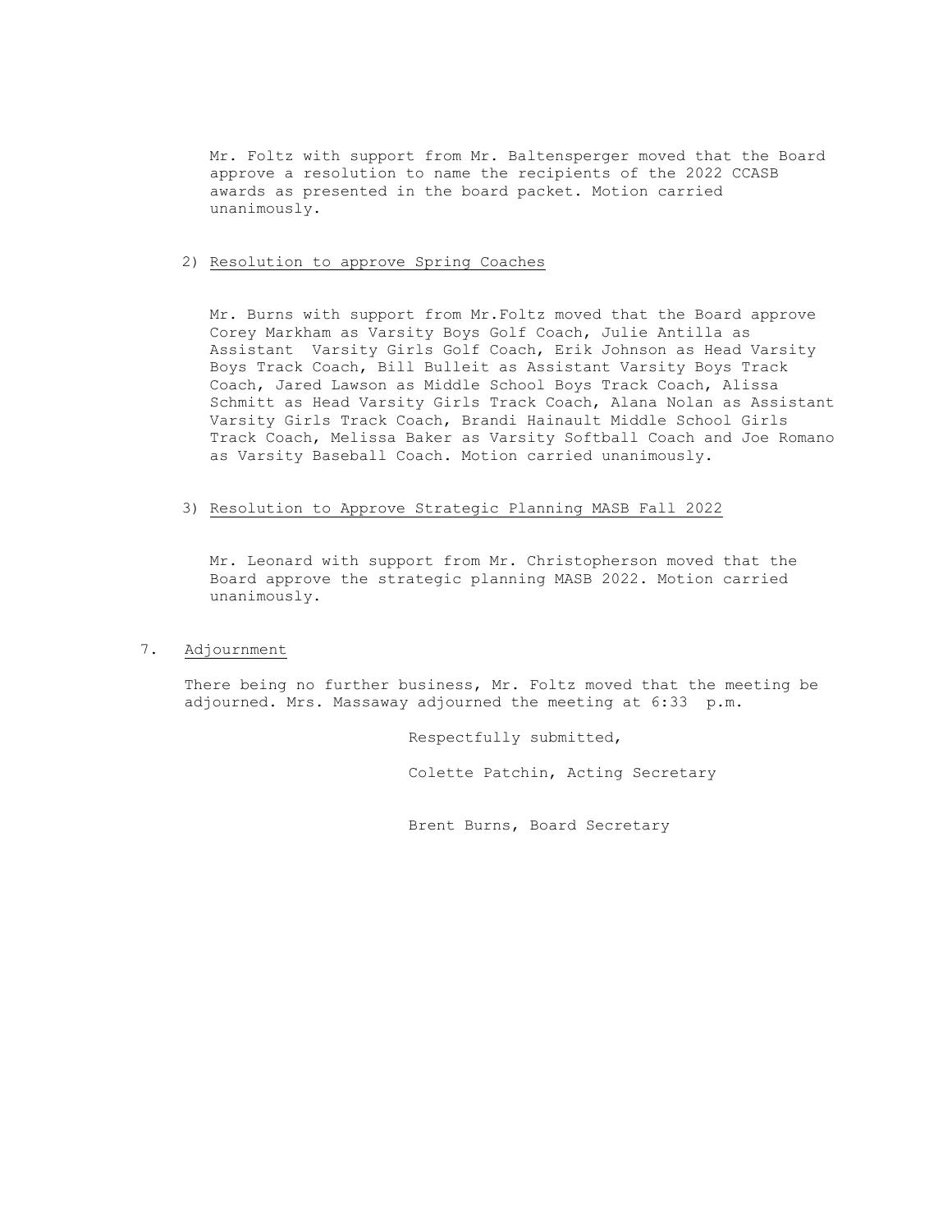Mr. Foltz with support from Mr. Baltensperger moved that the Board approve a resolution to name the recipients of the 2022 CCASB awards as presented in the board packet. Motion carried unanimously.

2) Resolution to approve Spring Coaches

Mr. Burns with support from Mr.Foltz moved that the Board approve Corey Markham as Varsity Boys Golf Coach, Julie Antilla as Assistant Varsity Girls Golf Coach, Erik Johnson as Head Varsity Boys Track Coach, Bill Bulleit as Assistant Varsity Boys Track Coach, Jared Lawson as Middle School Boys Track Coach, Alissa Schmitt as Head Varsity Girls Track Coach, Alana Nolan as Assistant Varsity Girls Track Coach, Brandi Hainault Middle School Girls Track Coach, Melissa Baker as Varsity Softball Coach and Joe Romano as Varsity Baseball Coach. Motion carried unanimously.

3) Resolution to Approve Strategic Planning MASB Fall 2022

Mr. Leonard with support from Mr. Christopherson moved that the Board approve the strategic planning MASB 2022. Motion carried unanimously.

7. Adjournment

There being no further business, Mr. Foltz moved that the meeting be adjourned. Mrs. Massaway adjourned the meeting at 6:33 p.m.

Respectfully submitted,

Colette Patchin, Acting Secretary

Brent Burns, Board Secretary